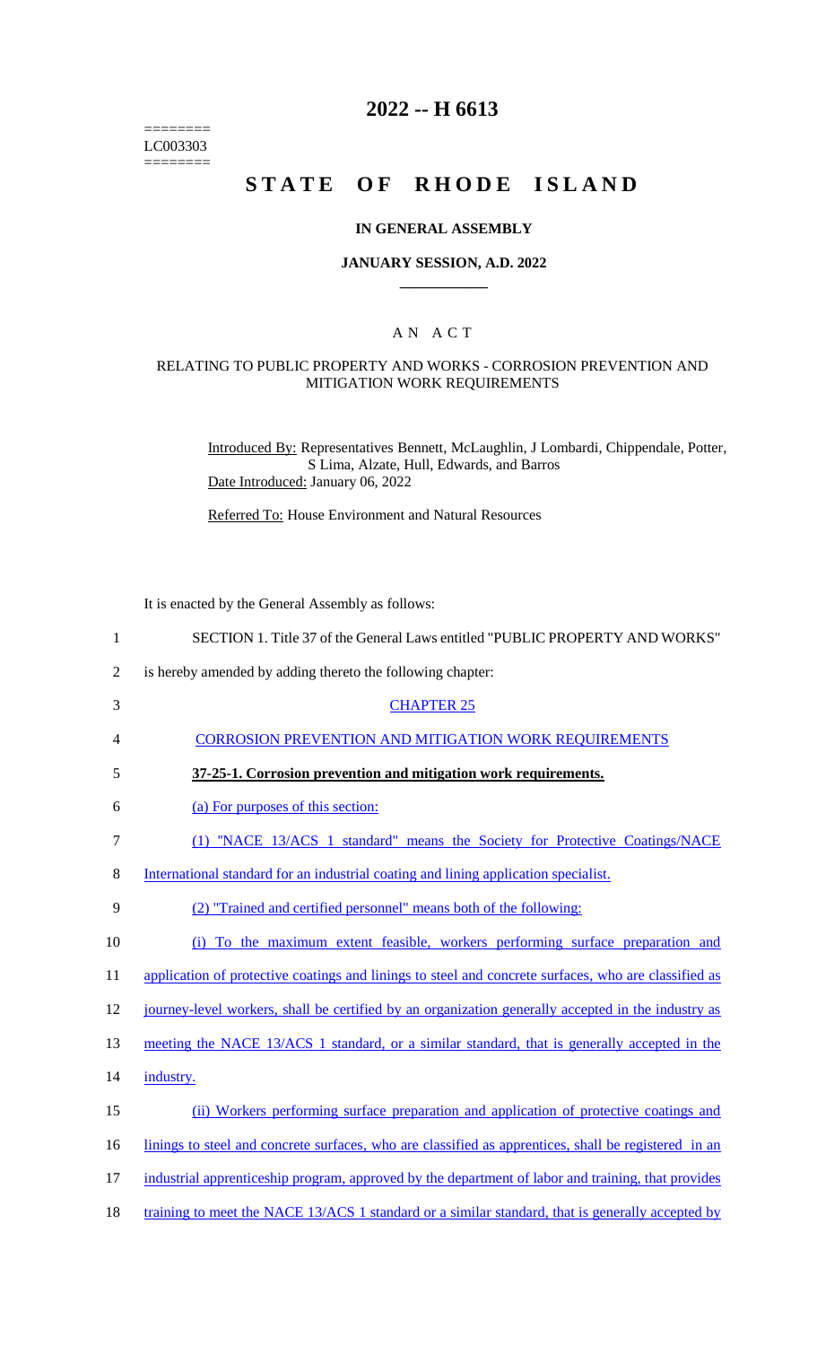========
LC003303
========

# 2022 -- H 6613

# STATE OF RHODE ISLAND

## IN GENERAL ASSEMBLY

### JANUARY SESSION, A.D. 2022

### A N A C T

RELATING TO PUBLIC PROPERTY AND WORKS - CORROSION PREVENTION AND MITIGATION WORK REQUIREMENTS

Introduced By: Representatives Bennett, McLaughlin, J Lombardi, Chippendale, Potter, S Lima, Alzate, Hull, Edwards, and Barros

Date Introduced: January 06, 2022

Referred To: House Environment and Natural Resources

It is enacted by the General Assembly as follows:

1 SECTION 1. Title 37 of the General Laws entitled "PUBLIC PROPERTY AND WORKS"
2 is hereby amended by adding thereto the following chapter:

3 CHAPTER 25

4 CORROSION PREVENTION AND MITIGATION WORK REQUIREMENTS

5 **37-25-1. Corrosion prevention and mitigation work requirements.**

6 (a) For purposes of this section:

7 (1) "NACE 13/ACS 1 standard" means the Society for Protective Coatings/NACE
8 International standard for an industrial coating and lining application specialist.

9 (2) "Trained and certified personnel" means both of the following:

10 (i) To the maximum extent feasible, workers performing surface preparation and
11 application of protective coatings and linings to steel and concrete surfaces, who are classified as
12 journey-level workers, shall be certified by an organization generally accepted in the industry as
13 meeting the NACE 13/ACS 1 standard, or a similar standard, that is generally accepted in the
14 industry.

15 (ii) Workers performing surface preparation and application of protective coatings and
16 linings to steel and concrete surfaces, who are classified as apprentices, shall be registered in an
17 industrial apprenticeship program, approved by the department of labor and training, that provides
18 training to meet the NACE 13/ACS 1 standard or a similar standard, that is generally accepted by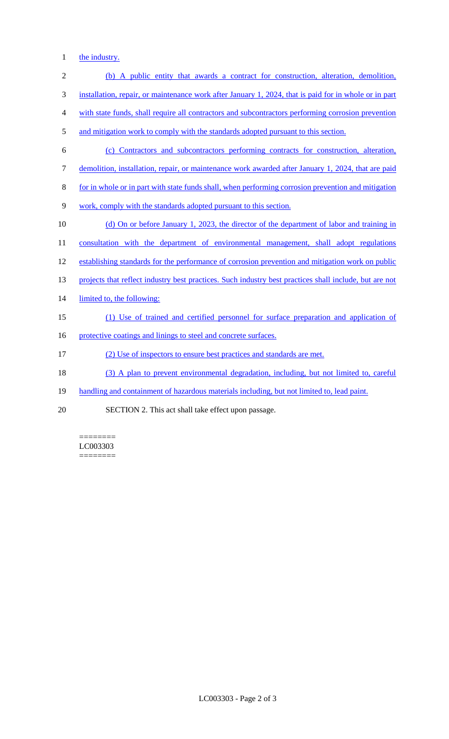the industry.

(b) A public entity that awards a contract for construction, alteration, demolition, installation, repair, or maintenance work after January 1, 2024, that is paid for in whole or in part with state funds, shall require all contractors and subcontractors performing corrosion prevention and mitigation work to comply with the standards adopted pursuant to this section.

(c) Contractors and subcontractors performing contracts for construction, alteration, demolition, installation, repair, or maintenance work awarded after January 1, 2024, that are paid for in whole or in part with state funds shall, when performing corrosion prevention and mitigation work, comply with the standards adopted pursuant to this section.

(d) On or before January 1, 2023, the director of the department of labor and training in consultation with the department of environmental management, shall adopt regulations establishing standards for the performance of corrosion prevention and mitigation work on public projects that reflect industry best practices. Such industry best practices shall include, but are not limited to, the following:

(1) Use of trained and certified personnel for surface preparation and application of protective coatings and linings to steel and concrete surfaces.

(2) Use of inspectors to ensure best practices and standards are met.

(3) A plan to prevent environmental degradation, including, but not limited to, careful handling and containment of hazardous materials including, but not limited to, lead paint.

SECTION 2. This act shall take effect upon passage.

========
LC003303
========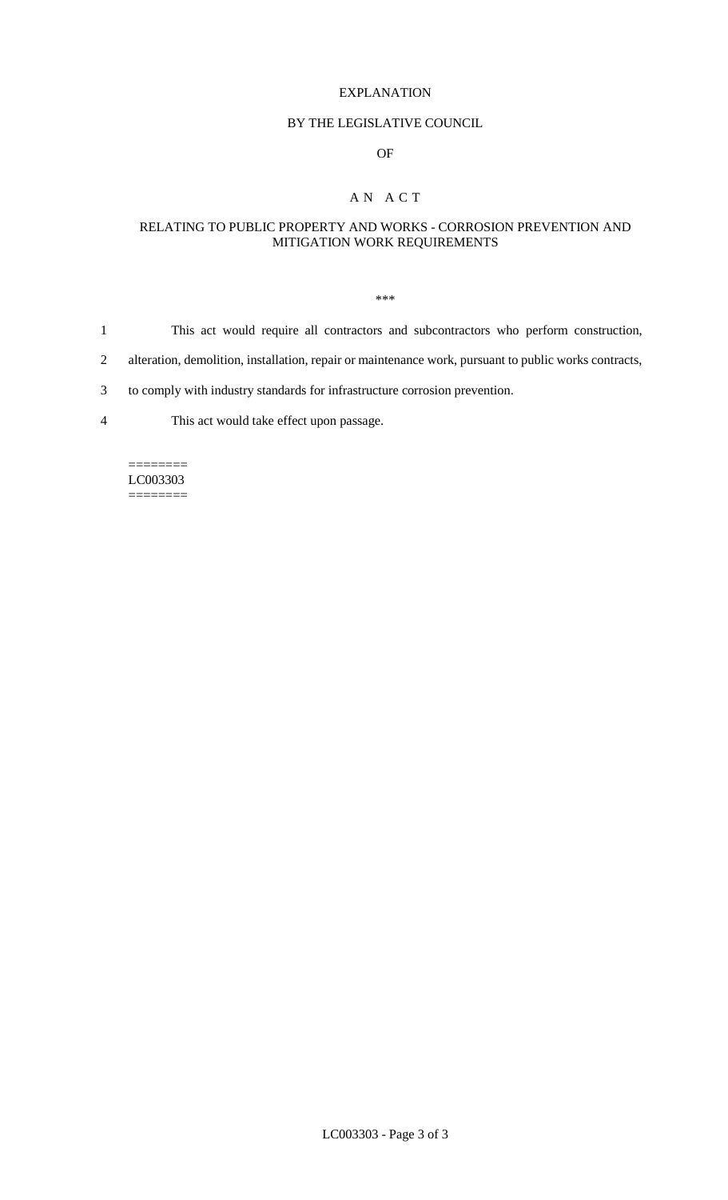EXPLANATION

BY THE LEGISLATIVE COUNCIL

OF

A N A C T

RELATING TO PUBLIC PROPERTY AND WORKS - CORROSION PREVENTION AND MITIGATION WORK REQUIREMENTS

\*\*\*

1 This act would require all contractors and subcontractors who perform construction,
2 alteration, demolition, installation, repair or maintenance work, pursuant to public works contracts,
3 to comply with industry standards for infrastructure corrosion prevention.
4 This act would take effect upon passage.

========
LC003303
========